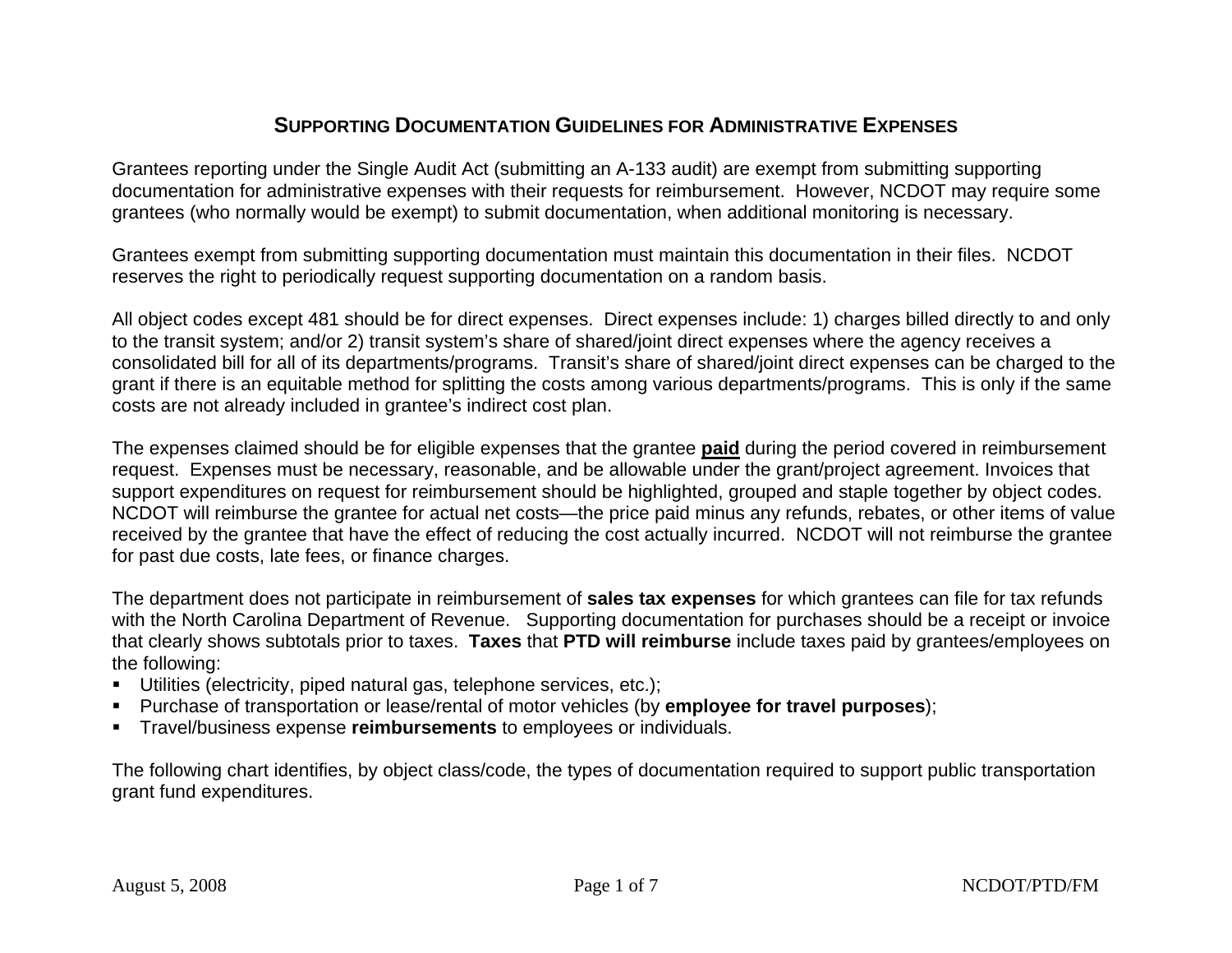# SUPPORTING DOCUMENTATION GUIDELINES FOR ADMINISTRATIVE EXPENSES

Grantees reporting under the Single Audit Act (submitting an A-133 audit) are exempt from submitting supporting documentation for administrative expenses with their requests for reimbursement. However, NCDOT may require some grantees (who normally would be exempt) to submit documentation, when additional monitoring is necessary.

Grantees exempt from submitting supporting documentation must maintain this documentation in their files. NCDOT reserves the right to periodically request supporting documentation on a random basis.

All object codes except 481 should be for direct expenses. Direct expenses include: 1) charges billed directly to and only to the transit system; and/or 2) transit system's share of shared/joint direct expenses where the agency receives a consolidated bill for all of its departments/programs. Transit's share of shared/joint direct expenses can be charged to the grant if there is an equitable method for splitting the costs among various departments/programs. This is only if the same costs are not already included in grantee's indirect cost plan.

The expenses claimed should be for eligible expenses that the grantee **paid** during the period covered in reimbursement request. Expenses must be necessary, reasonable, and be allowable under the grant/project agreement. Invoices that support expenditures on request for reimbursement should be highlighted, grouped and staple together by object codes. NCDOT will reimburse the grantee for actual net costs—the price paid minus any refunds, rebates, or other items of value received by the grantee that have the effect of reducing the cost actually incurred. NCDOT will not reimburse the grantee for past due costs, late fees, or finance charges.

The department does not participate in reimbursement of **sales tax expenses** for which grantees can file for tax refunds with the North Carolina Department of Revenue. Supporting documentation for purchases should be a receipt or invoice that clearly shows subtotals prior to taxes. **Taxes** that **PTD will reimburse** include taxes paid by grantees/employees on the following:

- Utilities (electricity, piped natural gas, telephone services, etc.);
- Purchase of transportation or lease/rental of motor vehicles (by **employee for travel purposes**);
- Travel/business expense **reimbursements** to employees or individuals.

The following chart identifies, by object class/code, the types of documentation required to support public transportation grant fund expenditures.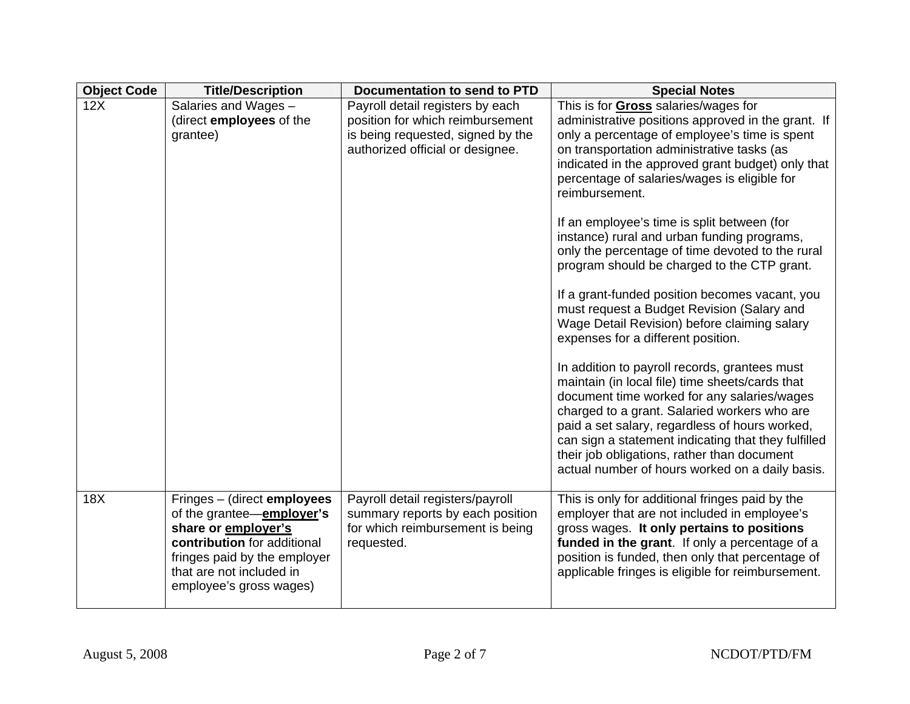| Object Code | Title/Description | Documentation to send to PTD | Special Notes |
|---|---|---|---|
| 12X | Salaries and Wages – (direct **employees** of the grantee) | Payroll detail registers by each position for which reimbursement is being requested, signed by the authorized official or designee. | This is for **Gross** salaries/wages for administrative positions approved in the grant. If only a percentage of employee's time is spent on transportation administrative tasks (as indicated in the approved grant budget) only that percentage of salaries/wages is eligible for reimbursement.<br><br>If an employee's time is split between (for instance) rural and urban funding programs, only the percentage of time devoted to the rural program should be charged to the CTP grant.<br><br>If a grant-funded position becomes vacant, you must request a Budget Revision (Salary and Wage Detail Revision) before claiming salary expenses for a different position.<br><br>In addition to payroll records, grantees must maintain (in local file) time sheets/cards that document time worked for any salaries/wages charged to a grant. Salaried workers who are paid a set salary, regardless of hours worked, can sign a statement indicating that they fulfilled their job obligations, rather than document actual number of hours worked on a daily basis. |
| 18X | Fringes – (direct **employees** of the grantee—**employer's share or employer's contribution** for additional fringes paid by the employer that are not included in employee's gross wages) | Payroll detail registers/payroll summary reports by each position for which reimbursement is being requested. | This is only for additional fringes paid by the employer that are not included in employee's gross wages. **It only pertains to positions funded in the grant**. If only a percentage of a position is funded, then only that percentage of applicable fringes is eligible for reimbursement. |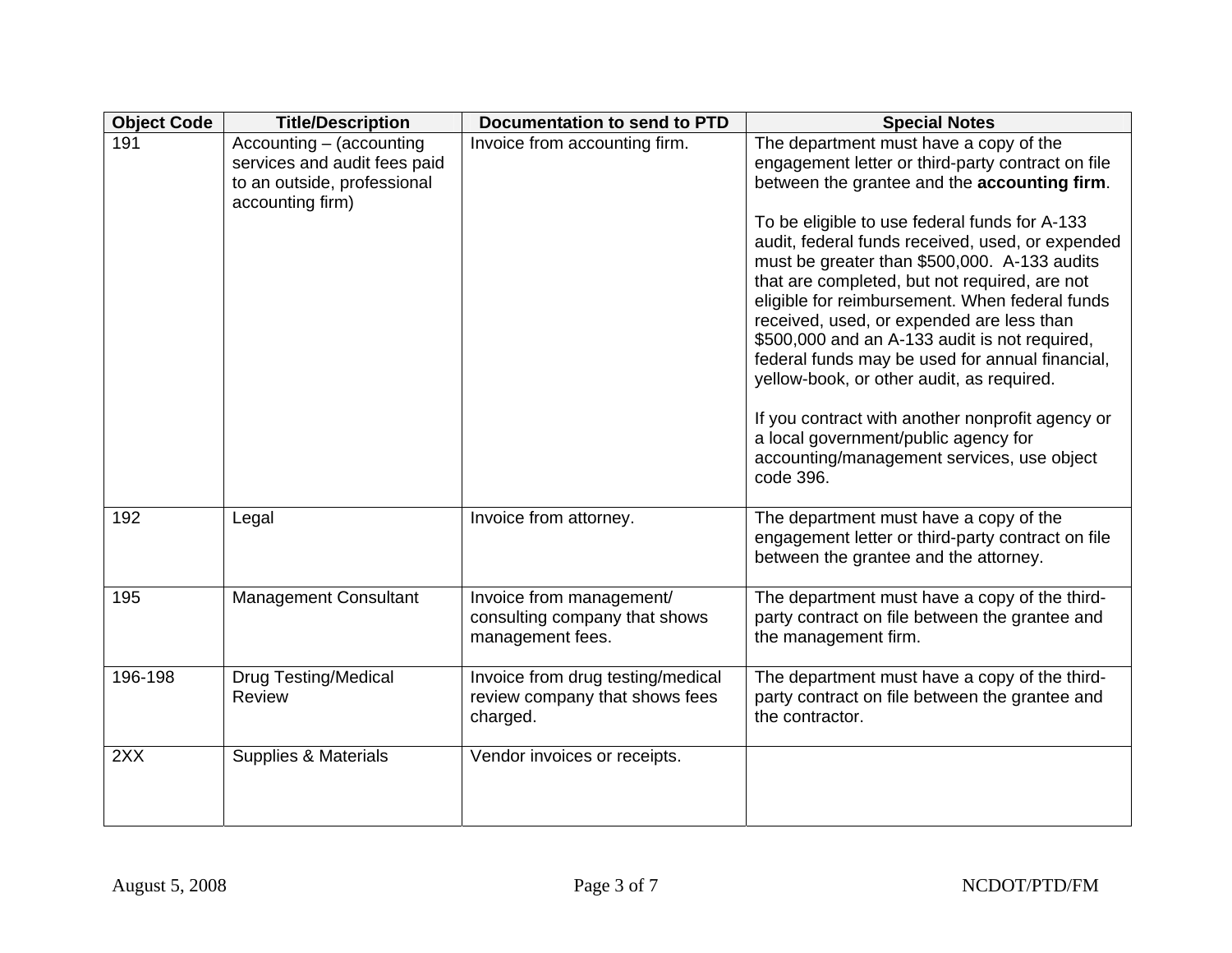| Object Code | Title/Description | Documentation to send to PTD | Special Notes |
|---|---|---|---|
| 191 | Accounting – (accounting services and audit fees paid to an outside, professional accounting firm) | Invoice from accounting firm. | The department must have a copy of the engagement letter or third-party contract on file between the grantee and the **accounting firm**.<br><br>To be eligible to use federal funds for A-133 audit, federal funds received, used, or expended must be greater than $500,000. A-133 audits that are completed, but not required, are not eligible for reimbursement. When federal funds received, used, or expended are less than $500,000 and an A-133 audit is not required, federal funds may be used for annual financial, yellow-book, or other audit, as required.<br><br>If you contract with another nonprofit agency or a local government/public agency for accounting/management services, use object code 396. |
| 192 | Legal | Invoice from attorney. | The department must have a copy of the engagement letter or third-party contract on file between the grantee and the attorney. |
| 195 | Management Consultant | Invoice from management/ consulting company that shows management fees. | The department must have a copy of the third-party contract on file between the grantee and the management firm. |
| 196-198 | Drug Testing/Medical Review | Invoice from drug testing/medical review company that shows fees charged. | The department must have a copy of the third-party contract on file between the grantee and the contractor. |
| 2XX | Supplies & Materials | Vendor invoices or receipts. | |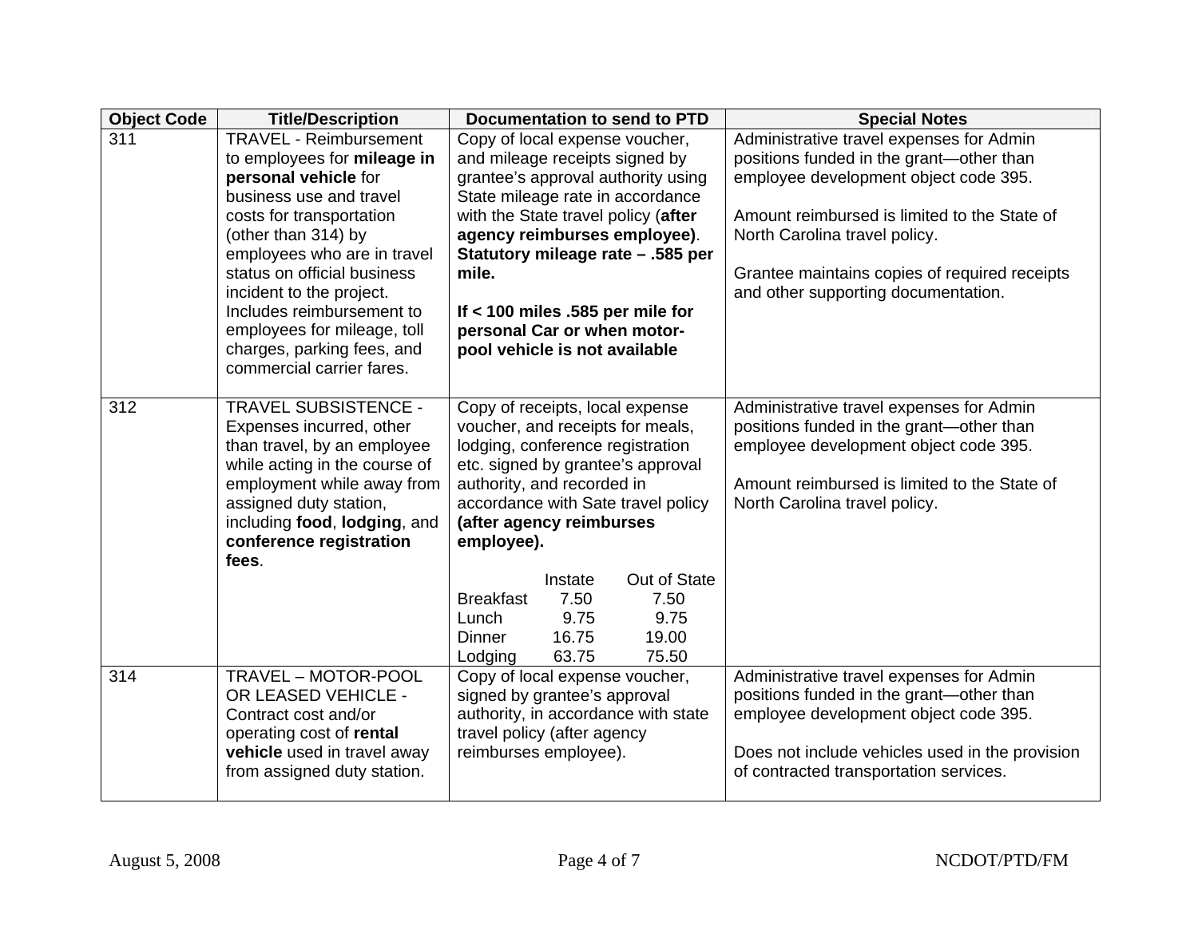| Object Code | Title/Description | Documentation to send to PTD | Special Notes |
|---|---|---|---|
| 311 | TRAVEL - Reimbursement to employees for **mileage in personal vehicle** for business use and travel costs for transportation (other than 314) by employees who are in travel status on official business incident to the project. Includes reimbursement to employees for mileage, toll charges, parking fees, and commercial carrier fares. | Copy of local expense voucher, and mileage receipts signed by grantee's approval authority using State mileage rate in accordance with the State travel policy (**after agency reimburses employee)**. **Statutory mileage rate – .585 per mile.**<br><br>**If < 100 miles .585 per mile for personal Car or when motor-pool vehicle is not available** | Administrative travel expenses for Admin positions funded in the grant—other than employee development object code 395.<br><br>Amount reimbursed is limited to the State of North Carolina travel policy.<br><br>Grantee maintains copies of required receipts and other supporting documentation. |
| 312 | TRAVEL SUBSISTENCE - Expenses incurred, other than travel, by an employee while acting in the course of employment while away from assigned duty station, including **food**, **lodging**, and **conference registration fees**. | Copy of receipts, local expense voucher, and receipts for meals, lodging, conference registration etc. signed by grantee's approval authority, and recorded in accordance with Sate travel policy **(after agency reimburses employee).**<br><br>Instate / Out of State<br>Breakfast 7.50 / 7.50<br>Lunch 9.75 / 9.75<br>Dinner 16.75 / 19.00<br>Lodging 63.75 / 75.50 | Administrative travel expenses for Admin positions funded in the grant—other than employee development object code 395.<br><br>Amount reimbursed is limited to the State of North Carolina travel policy. |
| 314 | TRAVEL – MOTOR-POOL OR LEASED VEHICLE - Contract cost and/or operating cost of **rental vehicle** used in travel away from assigned duty station. | Copy of local expense voucher, signed by grantee's approval authority, in accordance with state travel policy (after agency reimburses employee). | Administrative travel expenses for Admin positions funded in the grant—other than employee development object code 395.<br><br>Does not include vehicles used in the provision of contracted transportation services. |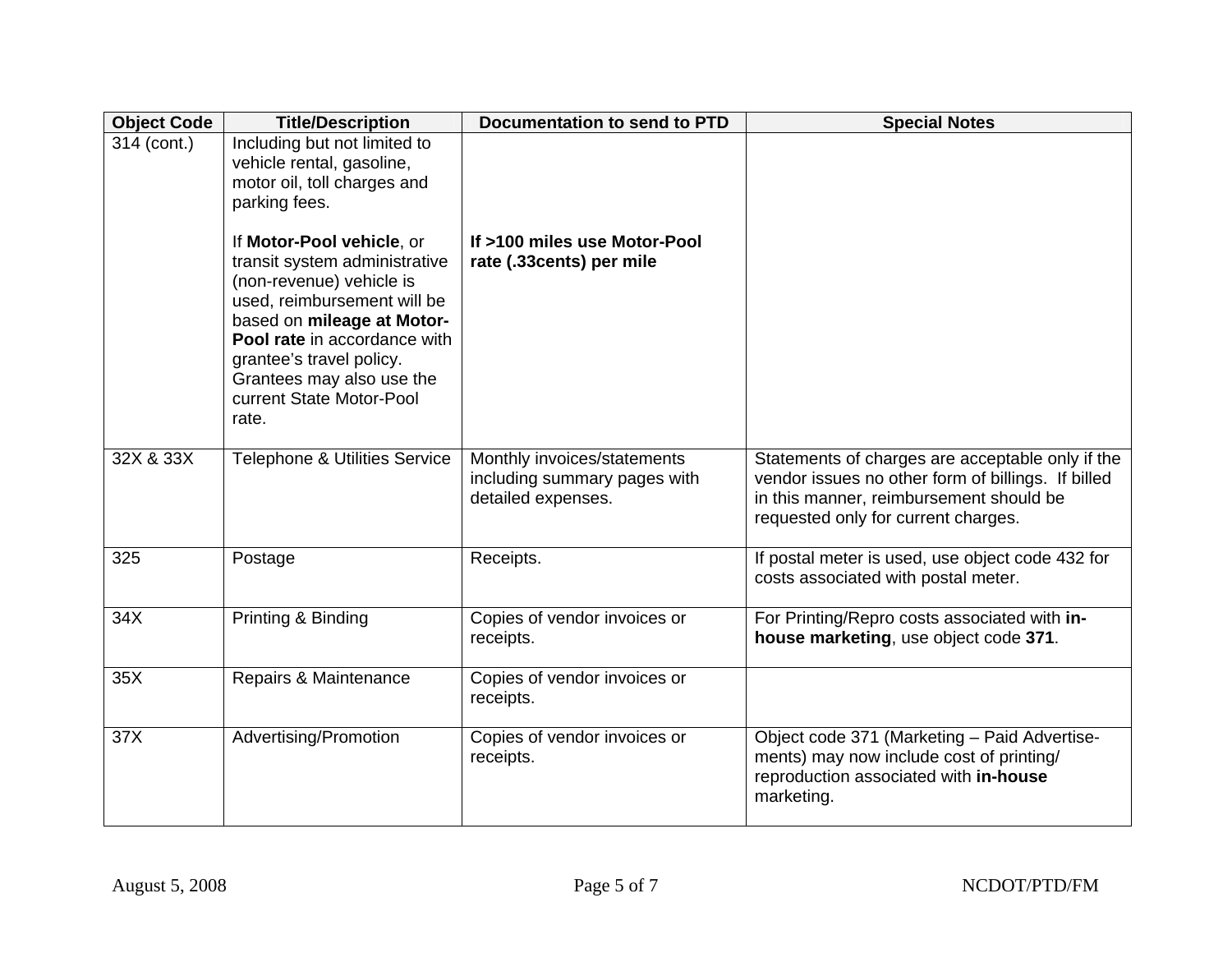| Object Code | Title/Description | Documentation to send to PTD | Special Notes |
|---|---|---|---|
| 314 (cont.) | Including but not limited to vehicle rental, gasoline, motor oil, toll charges and parking fees.<br><br>If **Motor-Pool vehicle**, or transit system administrative (non-revenue) vehicle is used, reimbursement will be based on **mileage at Motor-Pool rate** in accordance with grantee's travel policy. Grantees may also use the current State Motor-Pool rate. | **If >100 miles use Motor-Pool rate (.33cents) per mile** | |
| 32X & 33X | Telephone & Utilities Service | Monthly invoices/statements including summary pages with detailed expenses. | Statements of charges are acceptable only if the vendor issues no other form of billings. If billed in this manner, reimbursement should be requested only for current charges. |
| 325 | Postage | Receipts. | If postal meter is used, use object code 432 for costs associated with postal meter. |
| 34X | Printing & Binding | Copies of vendor invoices or receipts. | For Printing/Repro costs associated with **in-house marketing**, use object code **371**. |
| 35X | Repairs & Maintenance | Copies of vendor invoices or receipts. | |
| 37X | Advertising/Promotion | Copies of vendor invoices or receipts. | Object code 371 (Marketing – Paid Advertise-ments) may now include cost of printing/ reproduction associated with **in-house** marketing. |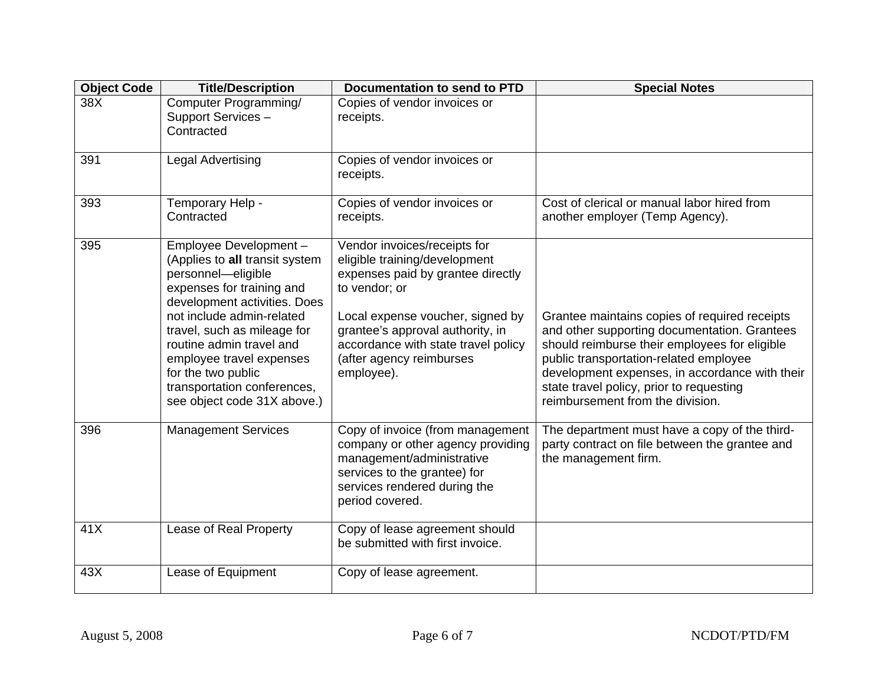| Object Code | Title/Description | Documentation to send to PTD | Special Notes |
|---|---|---|---|
| 38X | Computer Programming/ Support Services – Contracted | Copies of vendor invoices or receipts. | |
| 391 | Legal Advertising | Copies of vendor invoices or receipts. | |
| 393 | Temporary Help - Contracted | Copies of vendor invoices or receipts. | Cost of clerical or manual labor hired from another employer (Temp Agency). |
| 395 | Employee Development – (Applies to **all** transit system personnel—eligible expenses for training and development activities. Does not include admin-related travel, such as mileage for routine admin travel and employee travel expenses for the two public transportation conferences, see object code 31X above.) | Vendor invoices/receipts for eligible training/development expenses paid by grantee directly to vendor; or<br><br>Local expense voucher, signed by grantee's approval authority, in accordance with state travel policy (after agency reimburses employee). | Grantee maintains copies of required receipts and other supporting documentation. Grantees should reimburse their employees for eligible public transportation-related employee development expenses, in accordance with their state travel policy, prior to requesting reimbursement from the division. |
| 396 | Management Services | Copy of invoice (from management company or other agency providing management/administrative services to the grantee) for services rendered during the period covered. | The department must have a copy of the third-party contract on file between the grantee and the management firm. |
| 41X | Lease of Real Property | Copy of lease agreement should be submitted with first invoice. | |
| 43X | Lease of Equipment | Copy of lease agreement. | |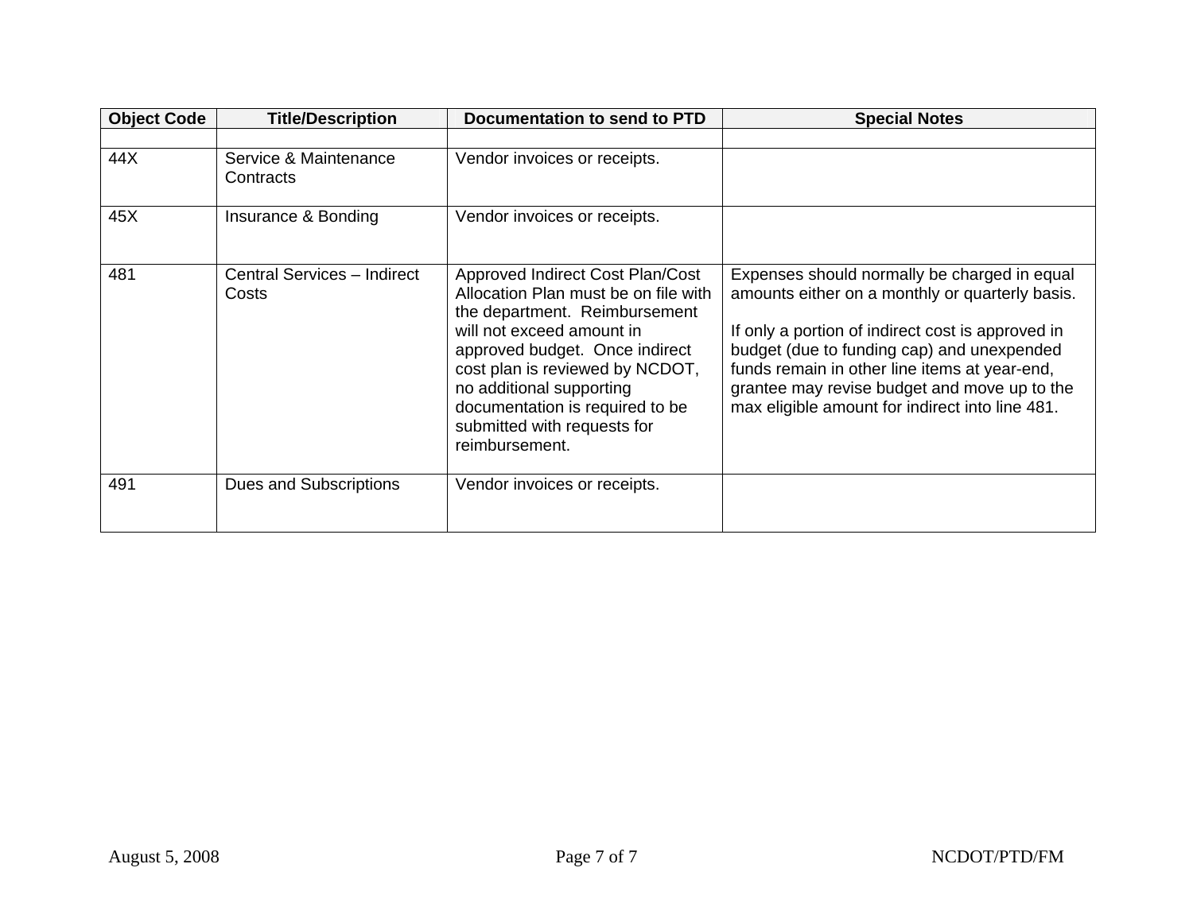| Object Code | Title/Description | Documentation to send to PTD | Special Notes |
|---|---|---|---|
| | | | |
| 44X | Service & Maintenance Contracts | Vendor invoices or receipts. | |
| 45X | Insurance & Bonding | Vendor invoices or receipts. | |
| 481 | Central Services – Indirect Costs | Approved Indirect Cost Plan/Cost Allocation Plan must be on file with the department. Reimbursement will not exceed amount in approved budget. Once indirect cost plan is reviewed by NCDOT, no additional supporting documentation is required to be submitted with requests for reimbursement. | Expenses should normally be charged in equal amounts either on a monthly or quarterly basis.<br><br>If only a portion of indirect cost is approved in budget (due to funding cap) and unexpended funds remain in other line items at year-end, grantee may revise budget and move up to the max eligible amount for indirect into line 481. |
| 491 | Dues and Subscriptions | Vendor invoices or receipts. | |